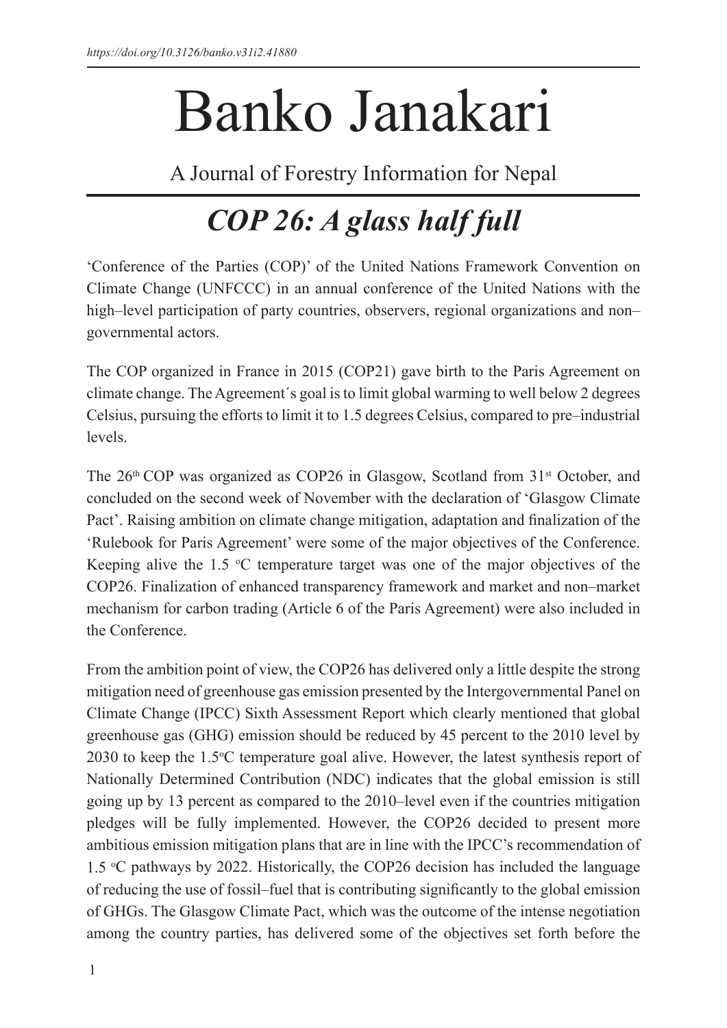https://doi.org/10.3126/banko.v31i2.41880

# Banko Janakari

A Journal of Forestry Information for Nepal

## *COP 26: A glass half full*

'Conference of the Parties (COP)' of the United Nations Framework Convention on Climate Change (UNFCCC) in an annual conference of the United Nations with the high–level participation of party countries, observers, regional organizations and non–governmental actors.

The COP organized in France in 2015 (COP21) gave birth to the Paris Agreement on climate change. The Agreement´s goal is to limit global warming to well below 2 degrees Celsius, pursuing the efforts to limit it to 1.5 degrees Celsius, compared to pre–industrial levels.

The 26th COP was organized as COP26 in Glasgow, Scotland from 31st October, and concluded on the second week of November with the declaration of 'Glasgow Climate Pact'. Raising ambition on climate change mitigation, adaptation and finalization of the 'Rulebook for Paris Agreement' were some of the major objectives of the Conference. Keeping alive the 1.5 $^{o}$C temperature target was one of the major objectives of the COP26. Finalization of enhanced transparency framework and market and non–market mechanism for carbon trading (Article 6 of the Paris Agreement) were also included in the Conference.

From the ambition point of view, the COP26 has delivered only a little despite the strong mitigation need of greenhouse gas emission presented by the Intergovernmental Panel on Climate Change (IPCC) Sixth Assessment Report which clearly mentioned that global greenhouse gas (GHG) emission should be reduced by 45 percent to the 2010 level by 2030 to keep the 1.5$^{o}$C temperature goal alive. However, the latest synthesis report of Nationally Determined Contribution (NDC) indicates that the global emission is still going up by 13 percent as compared to the 2010–level even if the countries mitigation pledges will be fully implemented. However, the COP26 decided to present more ambitious emission mitigation plans that are in line with the IPCC's recommendation of 1.5 $^{o}$C pathways by 2022. Historically, the COP26 decision has included the language of reducing the use of fossil–fuel that is contributing significantly to the global emission of GHGs. The Glasgow Climate Pact, which was the outcome of the intense negotiation among the country parties, has delivered some of the objectives set forth before the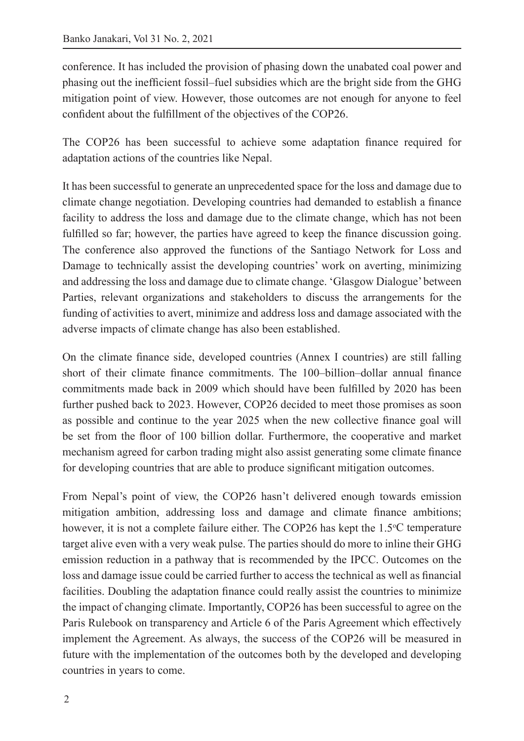conference. It has included the provision of phasing down the unabated coal power and phasing out the inefficient fossil–fuel subsidies which are the bright side from the GHG mitigation point of view. However, those outcomes are not enough for anyone to feel confident about the fulfillment of the objectives of the COP26.

The COP26 has been successful to achieve some adaptation finance required for adaptation actions of the countries like Nepal.

It has been successful to generate an unprecedented space for the loss and damage due to climate change negotiation. Developing countries had demanded to establish a finance facility to address the loss and damage due to the climate change, which has not been fulfilled so far; however, the parties have agreed to keep the finance discussion going. The conference also approved the functions of the Santiago Network for Loss and Damage to technically assist the developing countries' work on averting, minimizing and addressing the loss and damage due to climate change. 'Glasgow Dialogue' between Parties, relevant organizations and stakeholders to discuss the arrangements for the funding of activities to avert, minimize and address loss and damage associated with the adverse impacts of climate change has also been established.

On the climate finance side, developed countries (Annex I countries) are still falling short of their climate finance commitments. The 100–billion–dollar annual finance commitments made back in 2009 which should have been fulfilled by 2020 has been further pushed back to 2023. However, COP26 decided to meet those promises as soon as possible and continue to the year 2025 when the new collective finance goal will be set from the floor of 100 billion dollar. Furthermore, the cooperative and market mechanism agreed for carbon trading might also assist generating some climate finance for developing countries that are able to produce significant mitigation outcomes.

From Nepal's point of view, the COP26 hasn't delivered enough towards emission mitigation ambition, addressing loss and damage and climate finance ambitions; however, it is not a complete failure either. The COP26 has kept the 1.5°C temperature target alive even with a very weak pulse. The parties should do more to inline their GHG emission reduction in a pathway that is recommended by the IPCC. Outcomes on the loss and damage issue could be carried further to access the technical as well as financial facilities. Doubling the adaptation finance could really assist the countries to minimize the impact of changing climate. Importantly, COP26 has been successful to agree on the Paris Rulebook on transparency and Article 6 of the Paris Agreement which effectively implement the Agreement. As always, the success of the COP26 will be measured in future with the implementation of the outcomes both by the developed and developing countries in years to come.